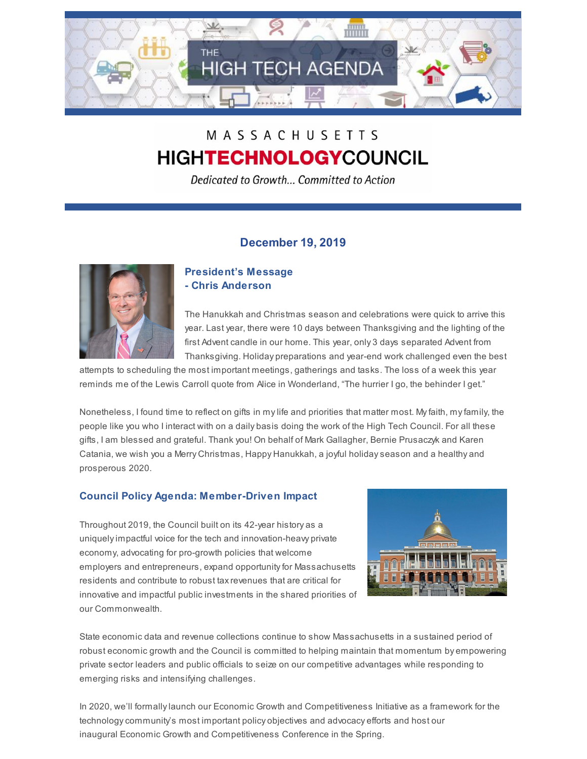# THE HIGH TECH AGENDA

MASSACHUSETTS
HIGHTECHNOLOGYCOUNCIL

*Dedicated to Growth... Committed to Action*

**December 19, 2019**

## President's Message - Chris Anderson

The Hanukkah and Christmas season and celebrations were quick to arrive this year. Last year, there were 10 days between Thanksgiving and the lighting of the first Advent candle in our home. This year, only 3 days separated Advent from Thanksgiving. Holiday preparations and year-end work challenged even the best attempts to scheduling the most important meetings, gatherings and tasks. The loss of a week this year reminds me of the Lewis Carroll quote from Alice in Wonderland, "The hurrier I go, the behinder I get."

Nonetheless, I found time to reflect on gifts in my life and priorities that matter most. My faith, my family, the people like you who I interact with on a daily basis doing the work of the High Tech Council. For all these gifts, I am blessed and grateful. Thank you! On behalf of Mark Gallagher, Bernie Prusaczyk and Karen Catania, we wish you a Merry Christmas, Happy Hanukkah, a joyful holiday season and a healthy and prosperous 2020.

## Council Policy Agenda: Member-Driven Impact

Throughout 2019, the Council built on its 42-year history as a uniquely impactful voice for the tech and innovation-heavy private economy, advocating for pro-growth policies that welcome employers and entrepreneurs, expand opportunity for Massachusetts residents and contribute to robust tax revenues that are critical for innovative and impactful public investments in the shared priorities of our Commonwealth.

State economic data and revenue collections continue to show Massachusetts in a sustained period of robust economic growth and the Council is committed to helping maintain that momentum by empowering private sector leaders and public officials to seize on our competitive advantages while responding to emerging risks and intensifying challenges.

In 2020, we'll formally launch our Economic Growth and Competitiveness Initiative as a framework for the technology community's most important policy objectives and advocacy efforts and host our inaugural Economic Growth and Competitiveness Conference in the Spring.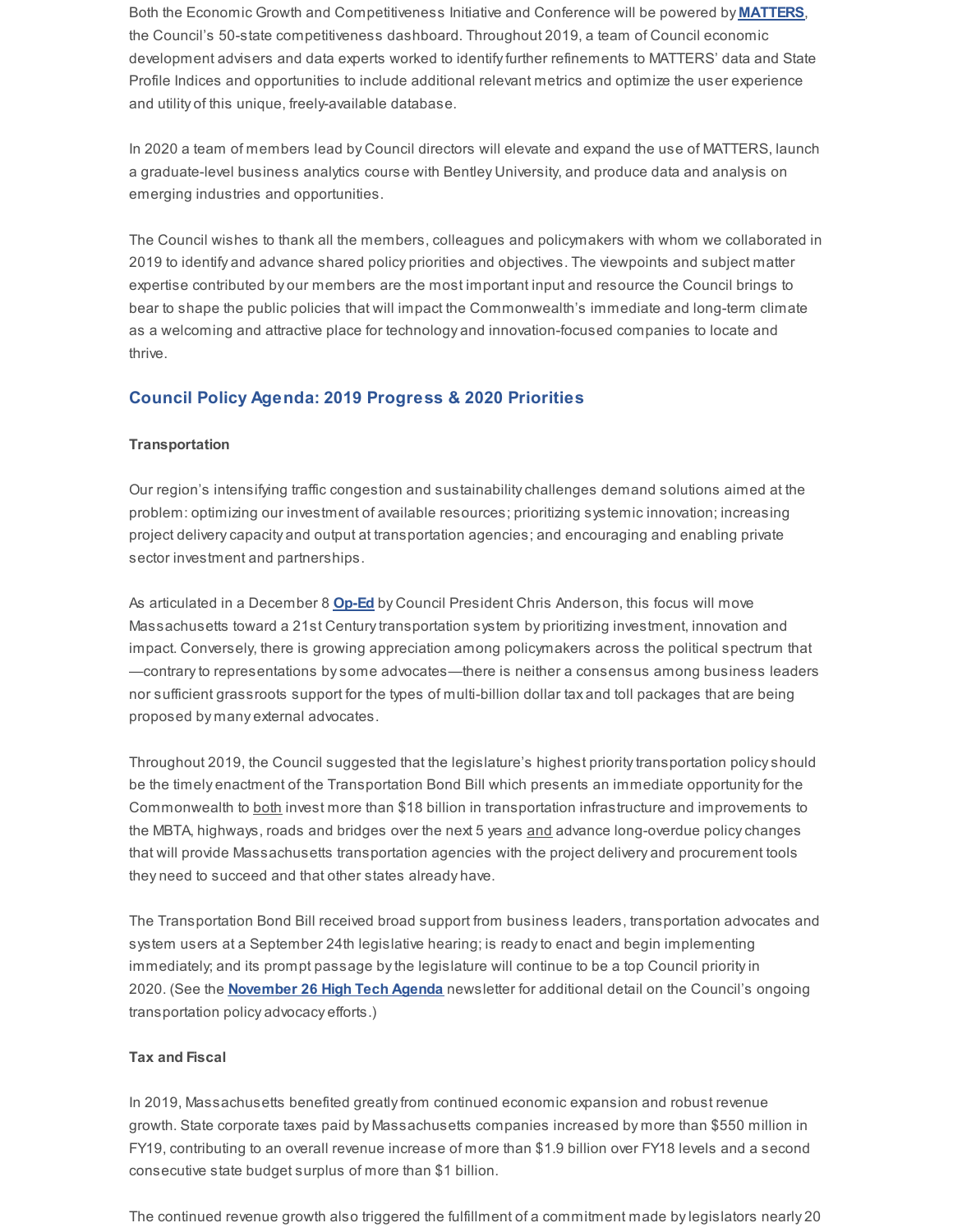Both the Economic Growth and Competitiveness Initiative and Conference will be powered by **MATTERS**, the Council's 50-state competitiveness dashboard. Throughout 2019, a team of Council economic development advisers and data experts worked to identify further refinements to MATTERS' data and State Profile Indices and opportunities to include additional relevant metrics and optimize the user experience and utility of this unique, freely-available database.

In 2020 a team of members lead by Council directors will elevate and expand the use of MATTERS, launch a graduate-level business analytics course with Bentley University, and produce data and analysis on emerging industries and opportunities.

The Council wishes to thank all the members, colleagues and policymakers with whom we collaborated in 2019 to identify and advance shared policy priorities and objectives. The viewpoints and subject matter expertise contributed by our members are the most important input and resource the Council brings to bear to shape the public policies that will impact the Commonwealth's immediate and long-term climate as a welcoming and attractive place for technology and innovation-focused companies to locate and thrive.

## Council Policy Agenda: 2019 Progress & 2020 Priorities

**Transportation**

Our region's intensifying traffic congestion and sustainability challenges demand solutions aimed at the problem: optimizing our investment of available resources; prioritizing systemic innovation; increasing project delivery capacity and output at transportation agencies; and encouraging and enabling private sector investment and partnerships.

As articulated in a December 8 **Op-Ed** by Council President Chris Anderson, this focus will move Massachusetts toward a 21st Century transportation system by prioritizing investment, innovation and impact. Conversely, there is growing appreciation among policymakers across the political spectrum that —contrary to representations by some advocates—there is neither a consensus among business leaders nor sufficient grassroots support for the types of multi-billion dollar tax and toll packages that are being proposed by many external advocates.

Throughout 2019, the Council suggested that the legislature's highest priority transportation policy should be the timely enactment of the Transportation Bond Bill which presents an immediate opportunity for the Commonwealth to both invest more than $18 billion in transportation infrastructure and improvements to the MBTA, highways, roads and bridges over the next 5 years and advance long-overdue policy changes that will provide Massachusetts transportation agencies with the project delivery and procurement tools they need to succeed and that other states already have.

The Transportation Bond Bill received broad support from business leaders, transportation advocates and system users at a September 24th legislative hearing; is ready to enact and begin implementing immediately; and its prompt passage by the legislature will continue to be a top Council priority in 2020. (See the **November 26 High Tech Agenda** newsletter for additional detail on the Council's ongoing transportation policy advocacy efforts.)

**Tax and Fiscal**

In 2019, Massachusetts benefited greatly from continued economic expansion and robust revenue growth. State corporate taxes paid by Massachusetts companies increased by more than $550 million in FY19, contributing to an overall revenue increase of more than $1.9 billion over FY18 levels and a second consecutive state budget surplus of more than $1 billion.

The continued revenue growth also triggered the fulfillment of a commitment made by legislators nearly 20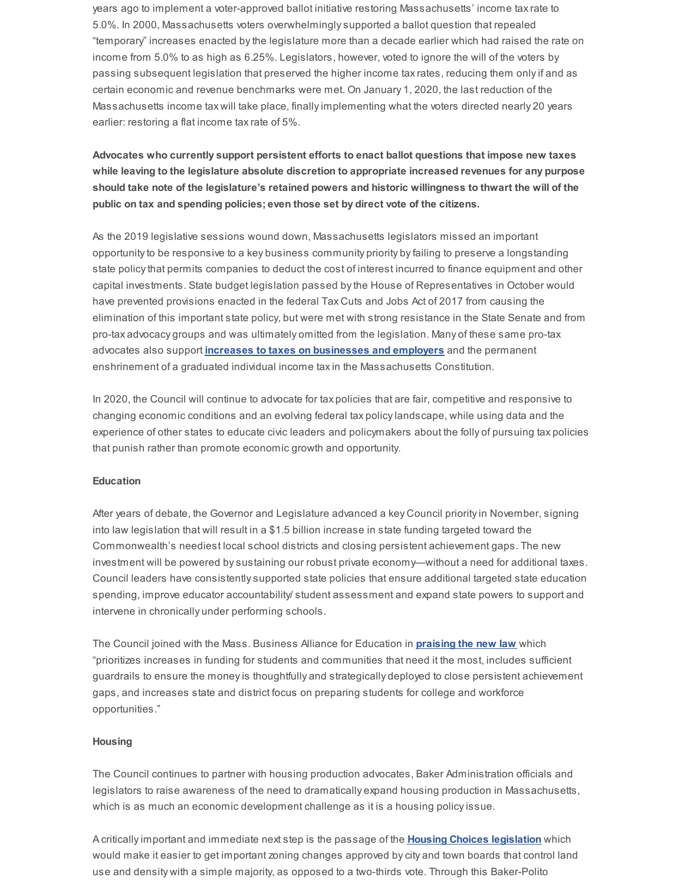years ago to implement a voter-approved ballot initiative restoring Massachusetts' income tax rate to 5.0%. In 2000, Massachusetts voters overwhelmingly supported a ballot question that repealed "temporary" increases enacted by the legislature more than a decade earlier which had raised the rate on income from 5.0% to as high as 6.25%. Legislators, however, voted to ignore the will of the voters by passing subsequent legislation that preserved the higher income tax rates, reducing them only if and as certain economic and revenue benchmarks were met. On January 1, 2020, the last reduction of the Massachusetts income tax will take place, finally implementing what the voters directed nearly 20 years earlier: restoring a flat income tax rate of 5%.

**Advocates who currently support persistent efforts to enact ballot questions that impose new taxes while leaving to the legislature absolute discretion to appropriate increased revenues for any purpose should take note of the legislature's retained powers and historic willingness to thwart the will of the public on tax and spending policies; even those set by direct vote of the citizens.**

As the 2019 legislative sessions wound down, Massachusetts legislators missed an important opportunity to be responsive to a key business community priority by failing to preserve a longstanding state policy that permits companies to deduct the cost of interest incurred to finance equipment and other capital investments. State budget legislation passed by the House of Representatives in October would have prevented provisions enacted in the federal Tax Cuts and Jobs Act of 2017 from causing the elimination of this important state policy, but were met with strong resistance in the State Senate and from pro-tax advocacy groups and was ultimately omitted from the legislation. Many of these same pro-tax advocates also support **increases to taxes on businesses and employers** and the permanent enshrinement of a graduated individual income tax in the Massachusetts Constitution.

In 2020, the Council will continue to advocate for tax policies that are fair, competitive and responsive to changing economic conditions and an evolving federal tax policy landscape, while using data and the experience of other states to educate civic leaders and policymakers about the folly of pursuing tax policies that punish rather than promote economic growth and opportunity.

**Education**

After years of debate, the Governor and Legislature advanced a key Council priority in November, signing into law legislation that will result in a $1.5 billion increase in state funding targeted toward the Commonwealth's neediest local school districts and closing persistent achievement gaps. The new investment will be powered by sustaining our robust private economy—without a need for additional taxes. Council leaders have consistently supported state policies that ensure additional targeted state education spending, improve educator accountability/ student assessment and expand state powers to support and intervene in chronically under performing schools.

The Council joined with the Mass. Business Alliance for Education in **praising the new law** which "prioritizes increases in funding for students and communities that need it the most, includes sufficient guardrails to ensure the money is thoughtfully and strategically deployed to close persistent achievement gaps, and increases state and district focus on preparing students for college and workforce opportunities."

**Housing**

The Council continues to partner with housing production advocates, Baker Administration officials and legislators to raise awareness of the need to dramatically expand housing production in Massachusetts, which is as much an economic development challenge as it is a housing policy issue.

A critically important and immediate next step is the passage of the **Housing Choices legislation** which would make it easier to get important zoning changes approved by city and town boards that control land use and density with a simple majority, as opposed to a two-thirds vote. Through this Baker-Polito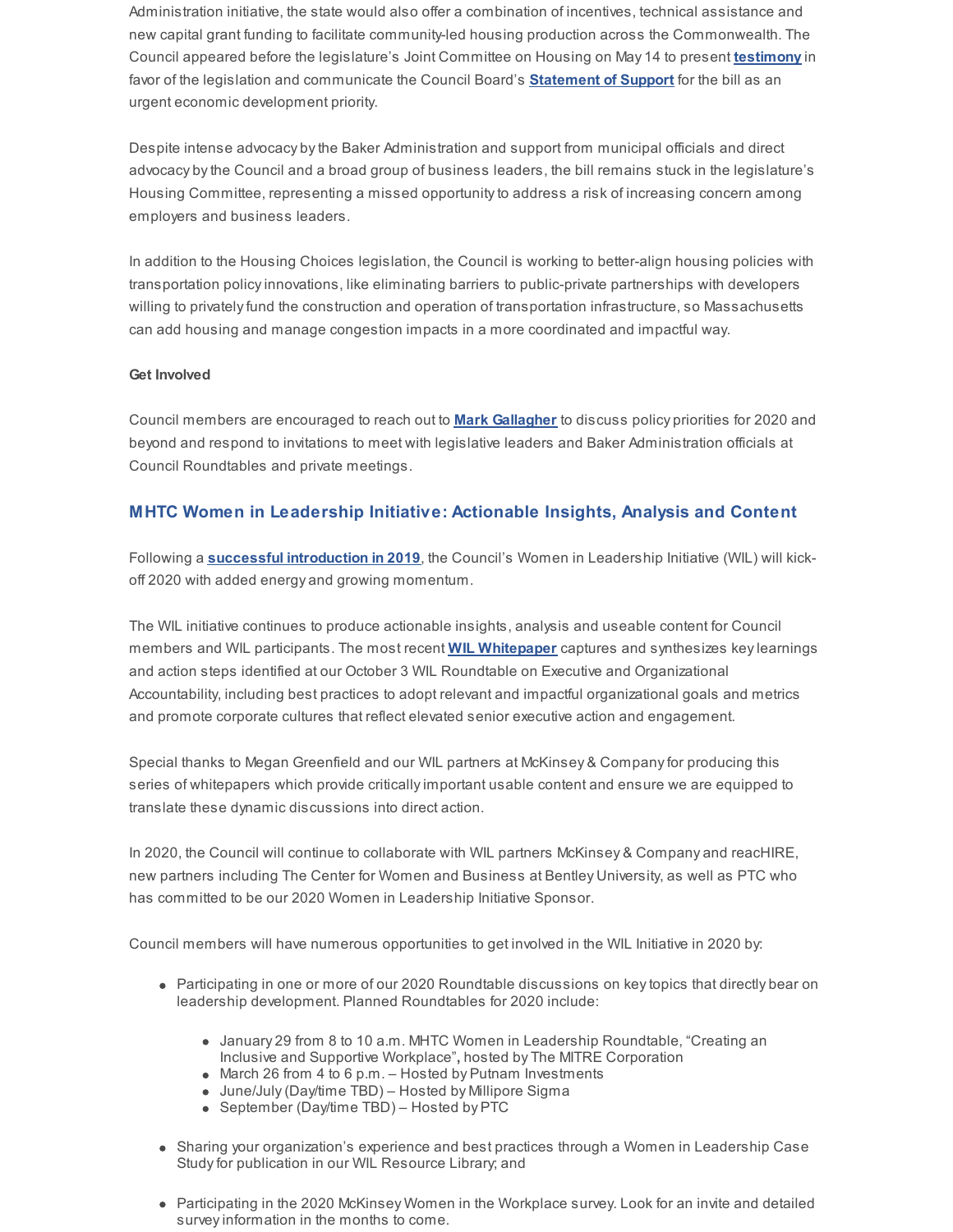Administration initiative, the state would also offer a combination of incentives, technical assistance and new capital grant funding to facilitate community-led housing production across the Commonwealth. The Council appeared before the legislature's Joint Committee on Housing on May 14 to present **testimony** in favor of the legislation and communicate the Council Board's **Statement of Support** for the bill as an urgent economic development priority.

Despite intense advocacy by the Baker Administration and support from municipal officials and direct advocacy by the Council and a broad group of business leaders, the bill remains stuck in the legislature's Housing Committee, representing a missed opportunity to address a risk of increasing concern among employers and business leaders.

In addition to the Housing Choices legislation, the Council is working to better-align housing policies with transportation policy innovations, like eliminating barriers to public-private partnerships with developers willing to privately fund the construction and operation of transportation infrastructure, so Massachusetts can add housing and manage congestion impacts in a more coordinated and impactful way.

**Get Involved**

Council members are encouraged to reach out to **Mark Gallagher** to discuss policy priorities for 2020 and beyond and respond to invitations to meet with legislative leaders and Baker Administration officials at Council Roundtables and private meetings.

## MHTC Women in Leadership Initiative: Actionable Insights, Analysis and Content

Following a **successful introduction in 2019**, the Council's Women in Leadership Initiative (WIL) will kick-off 2020 with added energy and growing momentum.

The WIL initiative continues to produce actionable insights, analysis and useable content for Council members and WIL participants. The most recent **WIL Whitepaper** captures and synthesizes key learnings and action steps identified at our October 3 WIL Roundtable on Executive and Organizational Accountability, including best practices to adopt relevant and impactful organizational goals and metrics and promote corporate cultures that reflect elevated senior executive action and engagement.

Special thanks to Megan Greenfield and our WIL partners at McKinsey & Company for producing this series of whitepapers which provide critically important usable content and ensure we are equipped to translate these dynamic discussions into direct action.

In 2020, the Council will continue to collaborate with WIL partners McKinsey & Company and reacHIRE, new partners including The Center for Women and Business at Bentley University, as well as PTC who has committed to be our 2020 Women in Leadership Initiative Sponsor.

Council members will have numerous opportunities to get involved in the WIL Initiative in 2020 by:

- Participating in one or more of our 2020 Roundtable discussions on key topics that directly bear on leadership development. Planned Roundtables for 2020 include:
  - January 29 from 8 to 10 a.m. MHTC Women in Leadership Roundtable, "Creating an Inclusive and Supportive Workplace"**,** hosted by The MITRE Corporation
  - March 26 from 4 to 6 p.m. – Hosted by Putnam Investments
  - June/July (Day/time TBD) – Hosted by Millipore Sigma
  - September (Day/time TBD) – Hosted by PTC
- Sharing your organization's experience and best practices through a Women in Leadership Case Study for publication in our WIL Resource Library; and
- Participating in the 2020 McKinsey Women in the Workplace survey. Look for an invite and detailed survey information in the months to come.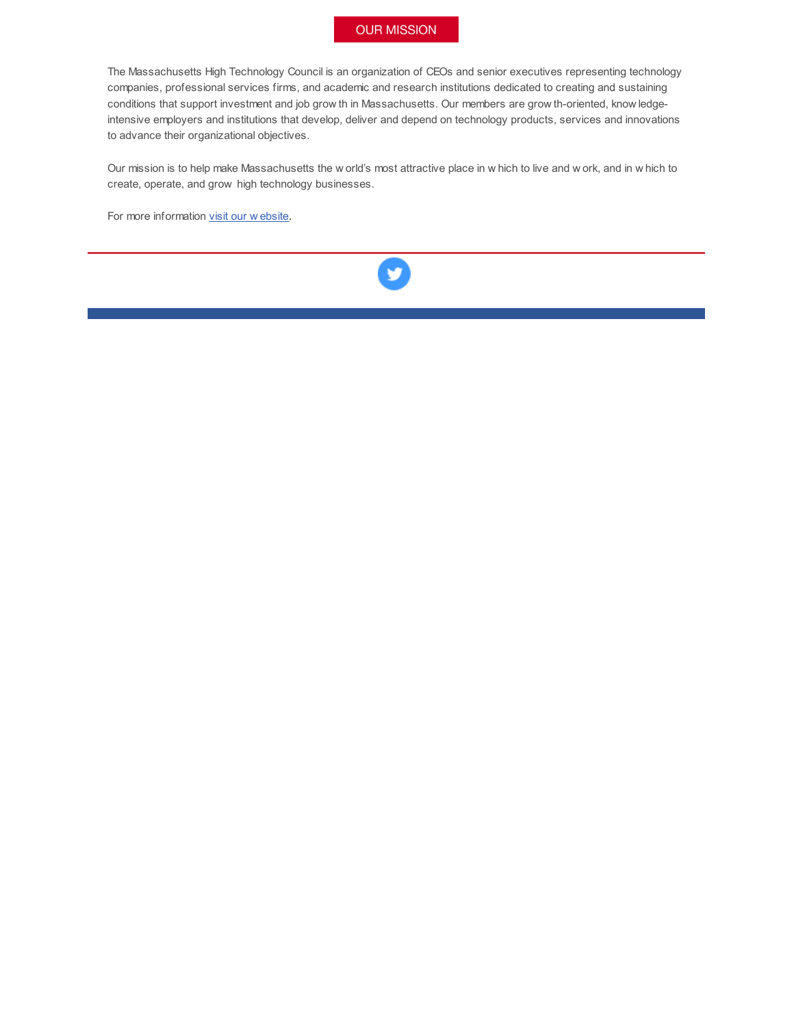## OUR MISSION

The Massachusetts High Technology Council is an organization of CEOs and senior executives representing technology companies, professional services firms, and academic and research institutions dedicated to creating and sustaining conditions that support investment and job growth in Massachusetts. Our members are growth-oriented, knowledge-intensive employers and institutions that develop, deliver and depend on technology products, services and innovations to advance their organizational objectives.

Our mission is to help make Massachusetts the world's most attractive place in which to live and work, and in which to create, operate, and grow high technology businesses.

For more information visit our website.